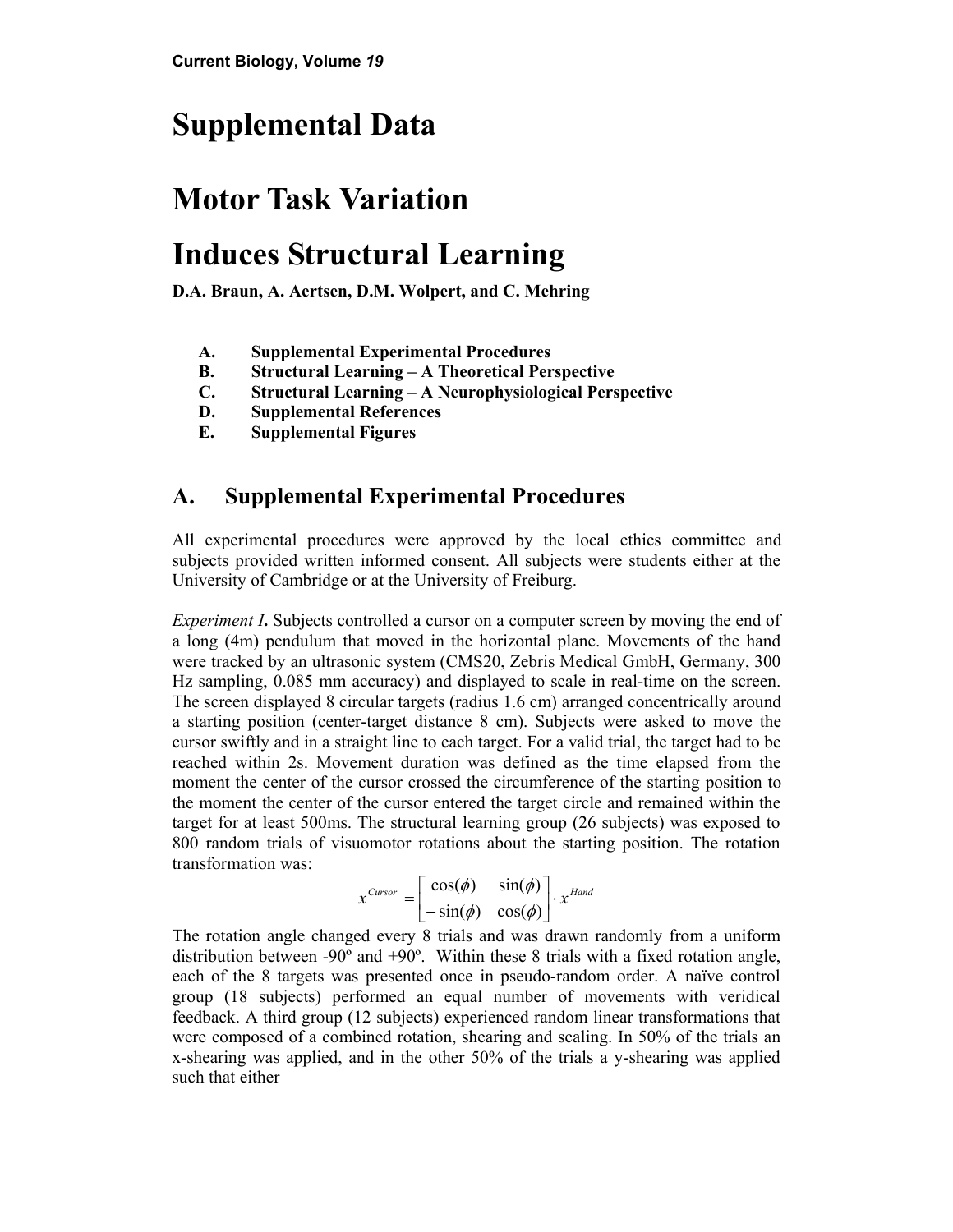Current Biology, Volume *19*

# Supplemental Data

# Motor Task Variation Induces Structural Learning

**D.A. Braun, A. Aertsen, D.M. Wolpert, and C. Mehring**

- **A. Supplemental Experimental Procedures**
- **B. Structural Learning – A Theoretical Perspective**
- **C. Structural Learning – A Neurophysiological Perspective**
- **D. Supplemental References**
- **E. Supplemental Figures**

## A. Supplemental Experimental Procedures

All experimental procedures were approved by the local ethics committee and subjects provided written informed consent. All subjects were students either at the University of Cambridge or at the University of Freiburg.

*Experiment I*. Subjects controlled a cursor on a computer screen by moving the end of a long (4m) pendulum that moved in the horizontal plane. Movements of the hand were tracked by an ultrasonic system (CMS20, Zebris Medical GmbH, Germany, 300 Hz sampling, 0.085 mm accuracy) and displayed to scale in real-time on the screen. The screen displayed 8 circular targets (radius 1.6 cm) arranged concentrically around a starting position (center-target distance 8 cm). Subjects were asked to move the cursor swiftly and in a straight line to each target. For a valid trial, the target had to be reached within 2s. Movement duration was defined as the time elapsed from the moment the center of the cursor crossed the circumference of the starting position to the moment the center of the cursor entered the target circle and remained within the target for at least 500ms. The structural learning group (26 subjects) was exposed to 800 random trials of visuomotor rotations about the starting position. The rotation transformation was:

$$x^{Cursor} = \begin{bmatrix} \cos(\phi) & \sin(\phi) \\ -\sin(\phi) & \cos(\phi) \end{bmatrix} \cdot x^{Hand}$$

The rotation angle changed every 8 trials and was drawn randomly from a uniform distribution between -90º and +90º. Within these 8 trials with a fixed rotation angle, each of the 8 targets was presented once in pseudo-random order. A naïve control group (18 subjects) performed an equal number of movements with veridical feedback. A third group (12 subjects) experienced random linear transformations that were composed of a combined rotation, shearing and scaling. In 50% of the trials an x-shearing was applied, and in the other 50% of the trials a y-shearing was applied such that either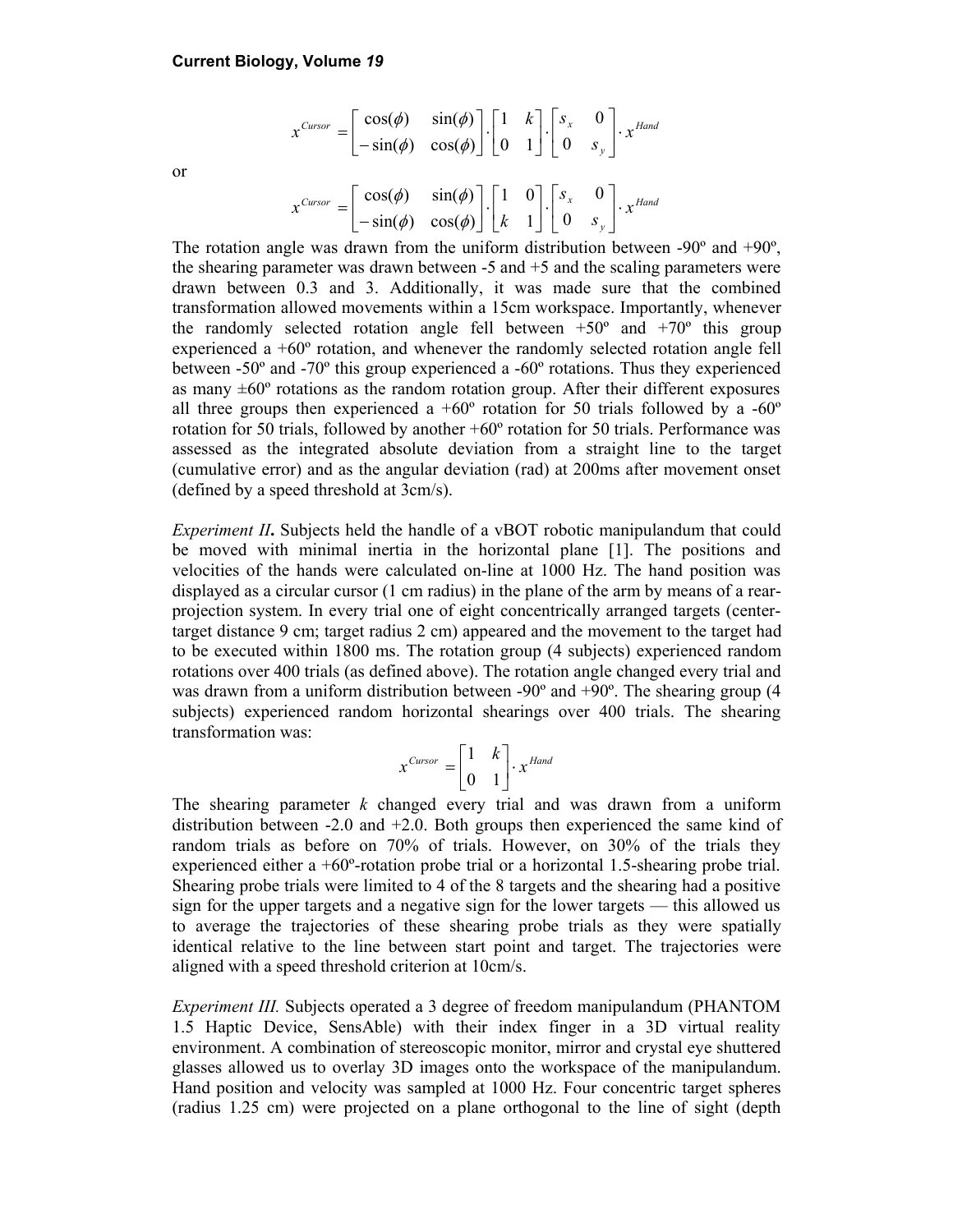$$x^{Cursor} = \begin{bmatrix} \cos(\phi) & \sin(\phi) \\ -\sin(\phi) & \cos(\phi) \end{bmatrix} \cdot \begin{bmatrix} 1 & k \\ 0 & 1 \end{bmatrix} \cdot \begin{bmatrix} s_x & 0 \\ 0 & s_y \end{bmatrix} \cdot x^{Hand}$$

or

$$x^{Cursor} = \begin{bmatrix} \cos(\phi) & \sin(\phi) \\ -\sin(\phi) & \cos(\phi) \end{bmatrix} \cdot \begin{bmatrix} 1 & 0 \\ k & 1 \end{bmatrix} \cdot \begin{bmatrix} s_x & 0 \\ 0 & s_y \end{bmatrix} \cdot x^{Hand}$$

The rotation angle was drawn from the uniform distribution between -90º and +90º, the shearing parameter was drawn between -5 and +5 and the scaling parameters were drawn between 0.3 and 3. Additionally, it was made sure that the combined transformation allowed movements within a 15cm workspace. Importantly, whenever the randomly selected rotation angle fell between +50º and +70º this group experienced a +60º rotation, and whenever the randomly selected rotation angle fell between -50º and -70º this group experienced a -60º rotations. Thus they experienced as many ±60º rotations as the random rotation group. After their different exposures all three groups then experienced a +60º rotation for 50 trials followed by a -60º rotation for 50 trials, followed by another +60º rotation for 50 trials. Performance was assessed as the integrated absolute deviation from a straight line to the target (cumulative error) and as the angular deviation (rad) at 200ms after movement onset (defined by a speed threshold at 3cm/s).

*Experiment II***.** Subjects held the handle of a vBOT robotic manipulandum that could be moved with minimal inertia in the horizontal plane [1]. The positions and velocities of the hands were calculated on-line at 1000 Hz. The hand position was displayed as a circular cursor (1 cm radius) in the plane of the arm by means of a rear-projection system. In every trial one of eight concentrically arranged targets (center-target distance 9 cm; target radius 2 cm) appeared and the movement to the target had to be executed within 1800 ms. The rotation group (4 subjects) experienced random rotations over 400 trials (as defined above). The rotation angle changed every trial and was drawn from a uniform distribution between -90º and +90º. The shearing group (4 subjects) experienced random horizontal shearings over 400 trials. The shearing transformation was:

$$x^{Cursor} = \begin{bmatrix} 1 & k \\ 0 & 1 \end{bmatrix} \cdot x^{Hand}$$

The shearing parameter $k$ changed every trial and was drawn from a uniform distribution between -2.0 and +2.0. Both groups then experienced the same kind of random trials as before on 70% of trials. However, on 30% of the trials they experienced either a +60º-rotation probe trial or a horizontal 1.5-shearing probe trial. Shearing probe trials were limited to 4 of the 8 targets and the shearing had a positive sign for the upper targets and a negative sign for the lower targets — this allowed us to average the trajectories of these shearing probe trials as they were spatially identical relative to the line between start point and target. The trajectories were aligned with a speed threshold criterion at 10cm/s.

*Experiment III.* Subjects operated a 3 degree of freedom manipulandum (PHANTOM 1.5 Haptic Device, SensAble) with their index finger in a 3D virtual reality environment. A combination of stereoscopic monitor, mirror and crystal eye shuttered glasses allowed us to overlay 3D images onto the workspace of the manipulandum. Hand position and velocity was sampled at 1000 Hz. Four concentric target spheres (radius 1.25 cm) were projected on a plane orthogonal to the line of sight (depth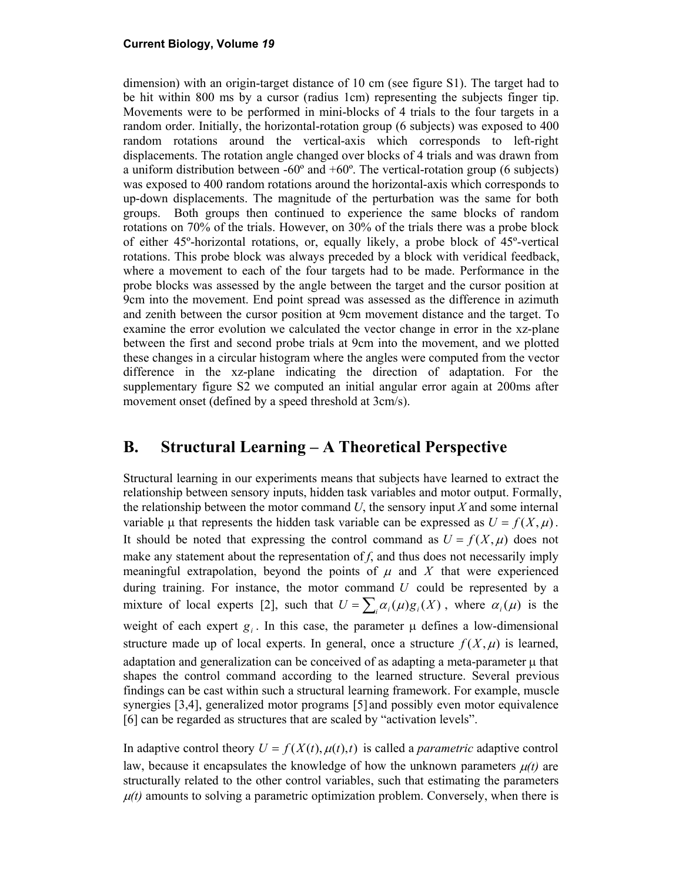dimension) with an origin-target distance of 10 cm (see figure S1). The target had to be hit within 800 ms by a cursor (radius 1cm) representing the subjects finger tip. Movements were to be performed in mini-blocks of 4 trials to the four targets in a random order. Initially, the horizontal-rotation group (6 subjects) was exposed to 400 random rotations around the vertical-axis which corresponds to left-right displacements. The rotation angle changed over blocks of 4 trials and was drawn from a uniform distribution between -60º and +60º. The vertical-rotation group (6 subjects) was exposed to 400 random rotations around the horizontal-axis which corresponds to up-down displacements. The magnitude of the perturbation was the same for both groups. Both groups then continued to experience the same blocks of random rotations on 70% of the trials. However, on 30% of the trials there was a probe block of either 45º-horizontal rotations, or, equally likely, a probe block of 45º-vertical rotations. This probe block was always preceded by a block with veridical feedback, where a movement to each of the four targets had to be made. Performance in the probe blocks was assessed by the angle between the target and the cursor position at 9cm into the movement. End point spread was assessed as the difference in azimuth and zenith between the cursor position at 9cm movement distance and the target. To examine the error evolution we calculated the vector change in error in the xz-plane between the first and second probe trials at 9cm into the movement, and we plotted these changes in a circular histogram where the angles were computed from the vector difference in the xz-plane indicating the direction of adaptation. For the supplementary figure S2 we computed an initial angular error again at 200ms after movement onset (defined by a speed threshold at 3cm/s).

## B. Structural Learning – A Theoretical Perspective

Structural learning in our experiments means that subjects have learned to extract the relationship between sensory inputs, hidden task variables and motor output. Formally, the relationship between the motor command *U*, the sensory input *X* and some internal variable $\mu$ that represents the hidden task variable can be expressed as $U = f(X, \mu)$. It should be noted that expressing the control command as $U = f(X, \mu)$ does not make any statement about the representation of *f*, and thus does not necessarily imply meaningful extrapolation, beyond the points of $\mu$ and $X$ that were experienced during training. For instance, the motor command $U$ could be represented by a mixture of local experts [2], such that $U = \sum_i \alpha_i(\mu) g_i(X)$, where $\alpha_i(\mu)$ is the weight of each expert $g_i$. In this case, the parameter $\mu$ defines a low-dimensional structure made up of local experts. In general, once a structure $f(X, \mu)$ is learned, adaptation and generalization can be conceived of as adapting a meta-parameter $\mu$ that shapes the control command according to the learned structure. Several previous findings can be cast within such a structural learning framework. For example, muscle synergies [3,4], generalized motor programs [5] and possibly even motor equivalence [6] can be regarded as structures that are scaled by "activation levels".

In adaptive control theory $U = f(X(t), \mu(t), t)$ is called a *parametric* adaptive control law, because it encapsulates the knowledge of how the unknown parameters $\mu(t)$ are structurally related to the other control variables, such that estimating the parameters $\mu(t)$ amounts to solving a parametric optimization problem. Conversely, when there is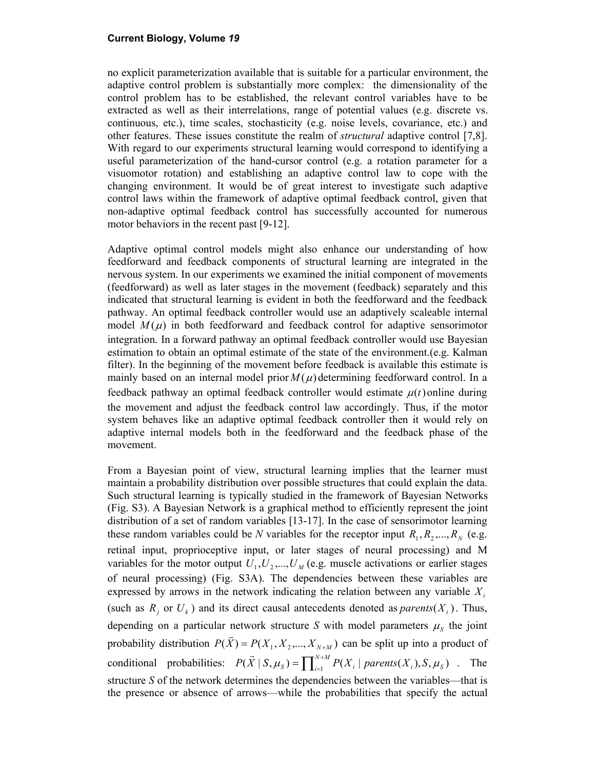no explicit parameterization available that is suitable for a particular environment, the adaptive control problem is substantially more complex: the dimensionality of the control problem has to be established, the relevant control variables have to be extracted as well as their interrelations, range of potential values (e.g. discrete vs. continuous, etc.), time scales, stochasticity (e.g. noise levels, covariance, etc.) and other features. These issues constitute the realm of *structural* adaptive control [7,8]. With regard to our experiments structural learning would correspond to identifying a useful parameterization of the hand-cursor control (e.g. a rotation parameter for a visuomotor rotation) and establishing an adaptive control law to cope with the changing environment. It would be of great interest to investigate such adaptive control laws within the framework of adaptive optimal feedback control, given that non-adaptive optimal feedback control has successfully accounted for numerous motor behaviors in the recent past [9-12].

Adaptive optimal control models might also enhance our understanding of how feedforward and feedback components of structural learning are integrated in the nervous system. In our experiments we examined the initial component of movements (feedforward) as well as later stages in the movement (feedback) separately and this indicated that structural learning is evident in both the feedforward and the feedback pathway. An optimal feedback controller would use an adaptively scaleable internal model $M(\mu)$ in both feedforward and feedback control for adaptive sensorimotor integration. In a forward pathway an optimal feedback controller would use Bayesian estimation to obtain an optimal estimate of the state of the environment.(e.g. Kalman filter). In the beginning of the movement before feedback is available this estimate is mainly based on an internal model prior $M(\mu)$ determining feedforward control. In a feedback pathway an optimal feedback controller would estimate $\mu(t)$ online during the movement and adjust the feedback control law accordingly. Thus, if the motor system behaves like an adaptive optimal feedback controller then it would rely on adaptive internal models both in the feedforward and the feedback phase of the movement.

From a Bayesian point of view, structural learning implies that the learner must maintain a probability distribution over possible structures that could explain the data. Such structural learning is typically studied in the framework of Bayesian Networks (Fig. S3). A Bayesian Network is a graphical method to efficiently represent the joint distribution of a set of random variables [13-17]. In the case of sensorimotor learning these random variables could be *N* variables for the receptor input $R_1, R_2, ..., R_N$ (e.g. retinal input, proprioceptive input, or later stages of neural processing) and M variables for the motor output $U_1, U_2, ..., U_M$ (e.g. muscle activations or earlier stages of neural processing) (Fig. S3A). The dependencies between these variables are expressed by arrows in the network indicating the relation between any variable $X_i$ (such as $R_j$ or $U_k$) and its direct causal antecedents denoted as $parents(X_i)$. Thus, depending on a particular network structure *S* with model parameters $\mu_S$ the joint probability distribution $P(\vec{X}) = P(X_1, X_2, ..., X_{N+M})$ can be split up into a product of conditional probabilities: $P(\vec{X} \mid S, \mu_S) = \prod_{i=1}^{N+M} P(X_i \mid parents(X_i), S, \mu_S)$ . The structure *S* of the network determines the dependencies between the variables—that is the presence or absence of arrows—while the probabilities that specify the actual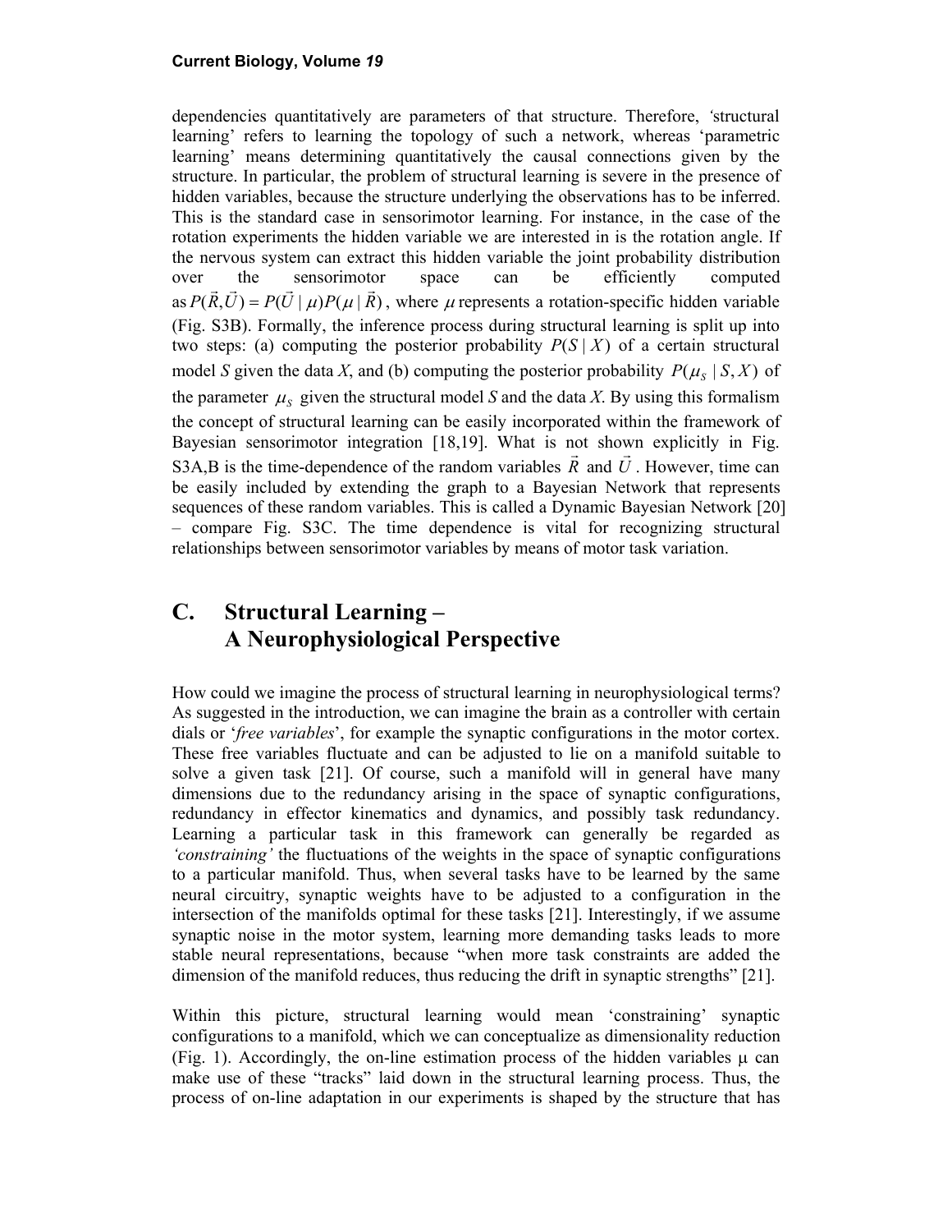dependencies quantitatively are parameters of that structure. Therefore, 'structural learning' refers to learning the topology of such a network, whereas 'parametric learning' means determining quantitatively the causal connections given by the structure. In particular, the problem of structural learning is severe in the presence of hidden variables, because the structure underlying the observations has to be inferred. This is the standard case in sensorimotor learning. For instance, in the case of the rotation experiments the hidden variable we are interested in is the rotation angle. If the nervous system can extract this hidden variable the joint probability distribution over the sensorimotor space can be efficiently computed as $P(\vec{R},\vec{U}) = P(\vec{U} \mid \mu)P(\mu \mid \vec{R})$, where $\mu$ represents a rotation-specific hidden variable (Fig. S3B). Formally, the inference process during structural learning is split up into two steps: (a) computing the posterior probability $P(S \mid X)$ of a certain structural model $S$ given the data $X$, and (b) computing the posterior probability $P(\mu_S \mid S, X)$ of the parameter $\mu_S$ given the structural model $S$ and the data $X$. By using this formalism the concept of structural learning can be easily incorporated within the framework of Bayesian sensorimotor integration [18,19]. What is not shown explicitly in Fig. S3A,B is the time-dependence of the random variables $\vec{R}$ and $\vec{U}$. However, time can be easily included by extending the graph to a Bayesian Network that represents sequences of these random variables. This is called a Dynamic Bayesian Network [20] – compare Fig. S3C. The time dependence is vital for recognizing structural relationships between sensorimotor variables by means of motor task variation.

# C. Structural Learning – A Neurophysiological Perspective

How could we imagine the process of structural learning in neurophysiological terms? As suggested in the introduction, we can imagine the brain as a controller with certain dials or '*free variables*', for example the synaptic configurations in the motor cortex. These free variables fluctuate and can be adjusted to lie on a manifold suitable to solve a given task [21]. Of course, such a manifold will in general have many dimensions due to the redundancy arising in the space of synaptic configurations, redundancy in effector kinematics and dynamics, and possibly task redundancy. Learning a particular task in this framework can generally be regarded as *'constraining'* the fluctuations of the weights in the space of synaptic configurations to a particular manifold. Thus, when several tasks have to be learned by the same neural circuitry, synaptic weights have to be adjusted to a configuration in the intersection of the manifolds optimal for these tasks [21]. Interestingly, if we assume synaptic noise in the motor system, learning more demanding tasks leads to more stable neural representations, because "when more task constraints are added the dimension of the manifold reduces, thus reducing the drift in synaptic strengths" [21].

Within this picture, structural learning would mean 'constraining' synaptic configurations to a manifold, which we can conceptualize as dimensionality reduction (Fig. 1). Accordingly, the on-line estimation process of the hidden variables $\mu$ can make use of these "tracks" laid down in the structural learning process. Thus, the process of on-line adaptation in our experiments is shaped by the structure that has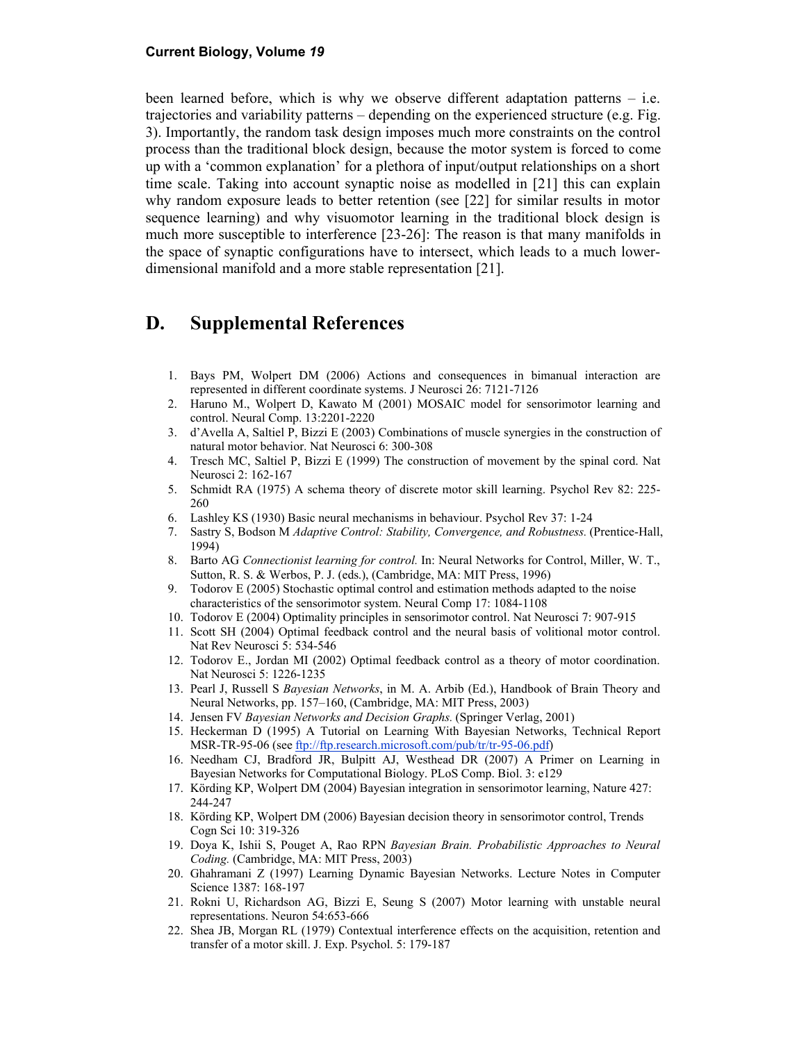been learned before, which is why we observe different adaptation patterns – i.e. trajectories and variability patterns – depending on the experienced structure (e.g. Fig. 3). Importantly, the random task design imposes much more constraints on the control process than the traditional block design, because the motor system is forced to come up with a 'common explanation' for a plethora of input/output relationships on a short time scale. Taking into account synaptic noise as modelled in [21] this can explain why random exposure leads to better retention (see [22] for similar results in motor sequence learning) and why visuomotor learning in the traditional block design is much more susceptible to interference [23-26]: The reason is that many manifolds in the space of synaptic configurations have to intersect, which leads to a much lower-dimensional manifold and a more stable representation [21].

## D. Supplemental References

1. Bays PM, Wolpert DM (2006) Actions and consequences in bimanual interaction are represented in different coordinate systems. J Neurosci 26: 7121-7126
2. Haruno M., Wolpert D, Kawato M (2001) MOSAIC model for sensorimotor learning and control. Neural Comp. 13:2201-2220
3. d'Avella A, Saltiel P, Bizzi E (2003) Combinations of muscle synergies in the construction of natural motor behavior. Nat Neurosci 6: 300-308
4. Tresch MC, Saltiel P, Bizzi E (1999) The construction of movement by the spinal cord. Nat Neurosci 2: 162-167
5. Schmidt RA (1975) A schema theory of discrete motor skill learning. Psychol Rev 82: 225-260
6. Lashley KS (1930) Basic neural mechanisms in behaviour. Psychol Rev 37: 1-24
7. Sastry S, Bodson M *Adaptive Control: Stability, Convergence, and Robustness.* (Prentice-Hall, 1994)
8. Barto AG *Connectionist learning for control.* In: Neural Networks for Control, Miller, W. T., Sutton, R. S. & Werbos, P. J. (eds.), (Cambridge, MA: MIT Press, 1996)
9. Todorov E (2005) Stochastic optimal control and estimation methods adapted to the noise characteristics of the sensorimotor system. Neural Comp 17: 1084-1108
10. Todorov E (2004) Optimality principles in sensorimotor control. Nat Neurosci 7: 907-915
11. Scott SH (2004) Optimal feedback control and the neural basis of volitional motor control. Nat Rev Neurosci 5: 534-546
12. Todorov E., Jordan MI (2002) Optimal feedback control as a theory of motor coordination. Nat Neurosci 5: 1226-1235
13. Pearl J, Russell S *Bayesian Networks*, in M. A. Arbib (Ed.), Handbook of Brain Theory and Neural Networks, pp. 157–160, (Cambridge, MA: MIT Press, 2003)
14. Jensen FV *Bayesian Networks and Decision Graphs.* (Springer Verlag, 2001)
15. Heckerman D (1995) A Tutorial on Learning With Bayesian Networks, Technical Report MSR-TR-95-06 (see ftp://ftp.research.microsoft.com/pub/tr/tr-95-06.pdf)
16. Needham CJ, Bradford JR, Bulpitt AJ, Westhead DR (2007) A Primer on Learning in Bayesian Networks for Computational Biology. PLoS Comp. Biol. 3: e129
17. Körding KP, Wolpert DM (2004) Bayesian integration in sensorimotor learning, Nature 427: 244-247
18. Körding KP, Wolpert DM (2006) Bayesian decision theory in sensorimotor control, Trends Cogn Sci 10: 319-326
19. Doya K, Ishii S, Pouget A, Rao RPN *Bayesian Brain. Probabilistic Approaches to Neural Coding.* (Cambridge, MA: MIT Press, 2003)
20. Ghahramani Z (1997) Learning Dynamic Bayesian Networks. Lecture Notes in Computer Science 1387: 168-197
21. Rokni U, Richardson AG, Bizzi E, Seung S (2007) Motor learning with unstable neural representations. Neuron 54:653-666
22. Shea JB, Morgan RL (1979) Contextual interference effects on the acquisition, retention and transfer of a motor skill. J. Exp. Psychol. 5: 179-187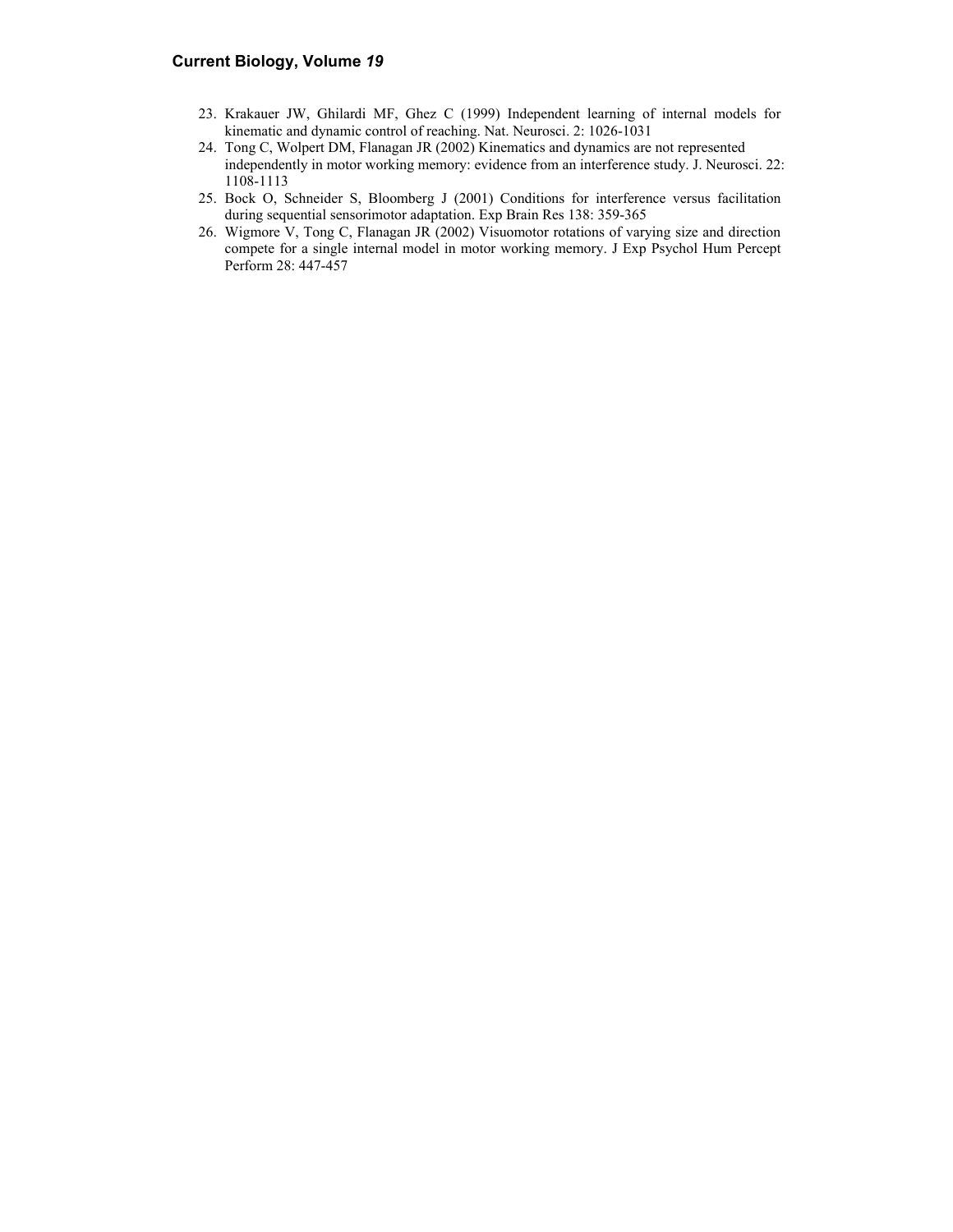23. Krakauer JW, Ghilardi MF, Ghez C (1999) Independent learning of internal models for kinematic and dynamic control of reaching. Nat. Neurosci. 2: 1026-1031
24. Tong C, Wolpert DM, Flanagan JR (2002) Kinematics and dynamics are not represented independently in motor working memory: evidence from an interference study. J. Neurosci. 22: 1108-1113
25. Bock O, Schneider S, Bloomberg J (2001) Conditions for interference versus facilitation during sequential sensorimotor adaptation. Exp Brain Res 138: 359-365
26. Wigmore V, Tong C, Flanagan JR (2002) Visuomotor rotations of varying size and direction compete for a single internal model in motor working memory. J Exp Psychol Hum Percept Perform 28: 447-457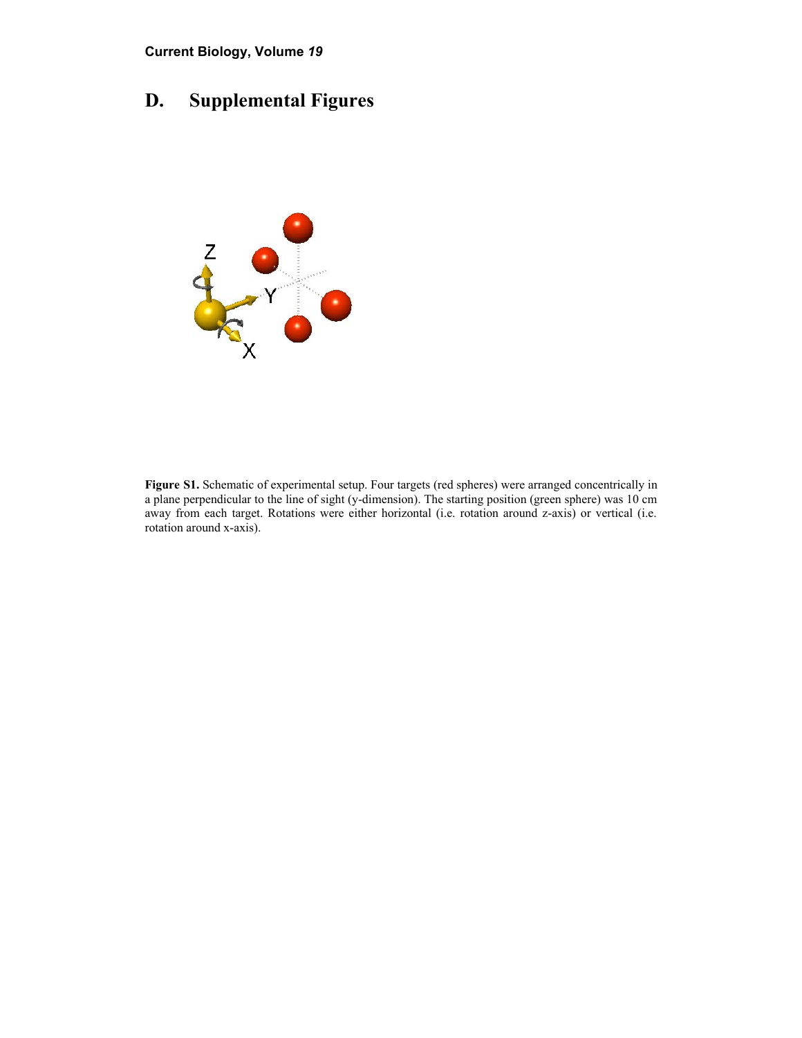## D. Supplemental Figures

**Figure S1.** Schematic of experimental setup. Four targets (red spheres) were arranged concentrically in a plane perpendicular to the line of sight (y-dimension). The starting position (green sphere) was 10 cm away from each target. Rotations were either horizontal (i.e. rotation around z-axis) or vertical (i.e. rotation around x-axis).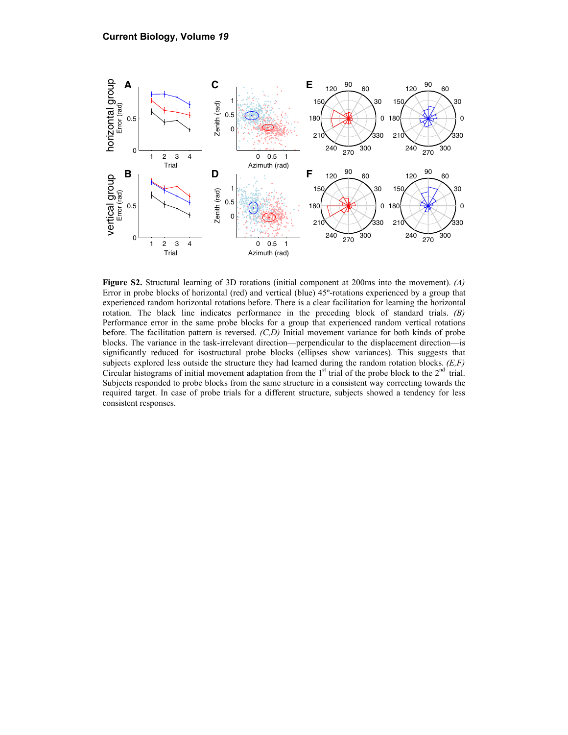**Figure S2.** Structural learning of 3D rotations (initial component at 200ms into the movement). *(A)* Error in probe blocks of horizontal (red) and vertical (blue) 45º-rotations experienced by a group that experienced random horizontal rotations before. There is a clear facilitation for learning the horizontal rotation. The black line indicates performance in the preceding block of standard trials. *(B)* Performance error in the same probe blocks for a group that experienced random vertical rotations before. The facilitation pattern is reversed. *(C,D)* Initial movement variance for both kinds of probe blocks. The variance in the task-irrelevant direction—perpendicular to the displacement direction—is significantly reduced for isostructural probe blocks (ellipses show variances). This suggests that subjects explored less outside the structure they had learned during the random rotation blocks. *(E,F)* Circular histograms of initial movement adaptation from the 1st trial of the probe block to the 2nd trial. Subjects responded to probe blocks from the same structure in a consistent way correcting towards the required target. In case of probe trials for a different structure, subjects showed a tendency for less consistent responses.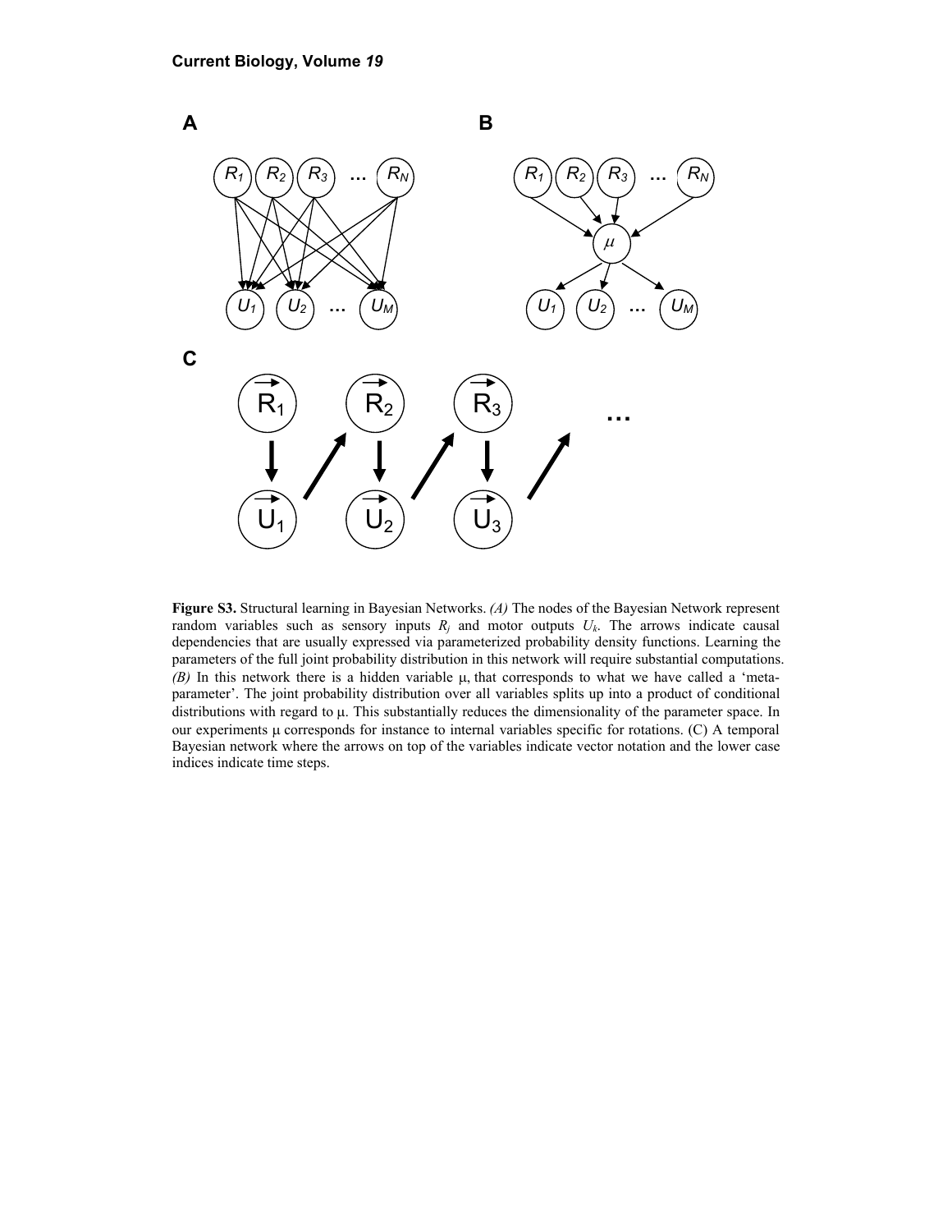A

$R_1$ $R_2$ $R_3$ … $R_N$

$U_1$ $U_2$ … $U_M$

B

$R_1$ $R_2$ $R_3$ … $R_N$

$\mu$

$U_1$ $U_2$ … $U_M$

C

$\vec{R}_1$ $\vec{R}_2$ $\vec{R}_3$ …

$\vec{U}_1$ $\vec{U}_2$ $\vec{U}_3$

**Figure S3.** Structural learning in Bayesian Networks. *(A)* The nodes of the Bayesian Network represent random variables such as sensory inputs $R_j$ and motor outputs $U_k$. The arrows indicate causal dependencies that are usually expressed via parameterized probability density functions. Learning the parameters of the full joint probability distribution in this network will require substantial computations. *(B)* In this network there is a hidden variable $\mu$, that corresponds to what we have called a 'meta-parameter'. The joint probability distribution over all variables splits up into a product of conditional distributions with regard to $\mu$. This substantially reduces the dimensionality of the parameter space. In our experiments $\mu$ corresponds for instance to internal variables specific for rotations. (C) A temporal Bayesian network where the arrows on top of the variables indicate vector notation and the lower case indices indicate time steps.